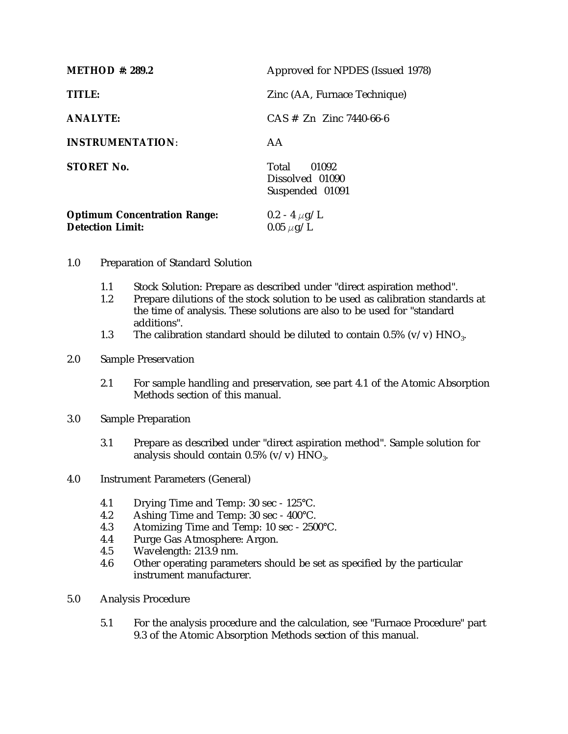| | |
|---|---|
| **METHOD #: 289.2** | Approved for NPDES (Issued 1978) |
| **TITLE:** | Zinc (AA, Furnace Technique) |
| **ANALYTE:** | CAS # Zn Zinc 7440-66-6 |
| **INSTRUMENTATION**: | AA |
| **STORET No.** | Total 01092<br>Dissolved 01090<br>Suspended 01091 |
| **Optimum Concentration Range:** | 0.2 - 4 $\mu$g/L |
| **Detection Limit:** | 0.05 $\mu$g/L |

1.0 Preparation of Standard Solution

- 1.1 Stock Solution: Prepare as described under "direct aspiration method".
- 1.2 Prepare dilutions of the stock solution to be used as calibration standards at the time of analysis. These solutions are also to be used for "standard additions".
- 1.3 The calibration standard should be diluted to contain 0.5% (v/v) $HNO_3$.

2.0 Sample Preservation

- 2.1 For sample handling and preservation, see part 4.1 of the Atomic Absorption Methods section of this manual.

3.0 Sample Preparation

- 3.1 Prepare as described under "direct aspiration method". Sample solution for analysis should contain 0.5% (v/v) $HNO_3$.

4.0 Instrument Parameters (General)

- 4.1 Drying Time and Temp: 30 sec - 125°C.
- 4.2 Ashing Time and Temp: 30 sec - 400°C.
- 4.3 Atomizing Time and Temp: 10 sec - 2500°C.
- 4.4 Purge Gas Atmosphere: Argon.
- 4.5 Wavelength: 213.9 nm.
- 4.6 Other operating parameters should be set as specified by the particular instrument manufacturer.

5.0 Analysis Procedure

- 5.1 For the analysis procedure and the calculation, see "Furnace Procedure" part 9.3 of the Atomic Absorption Methods section of this manual.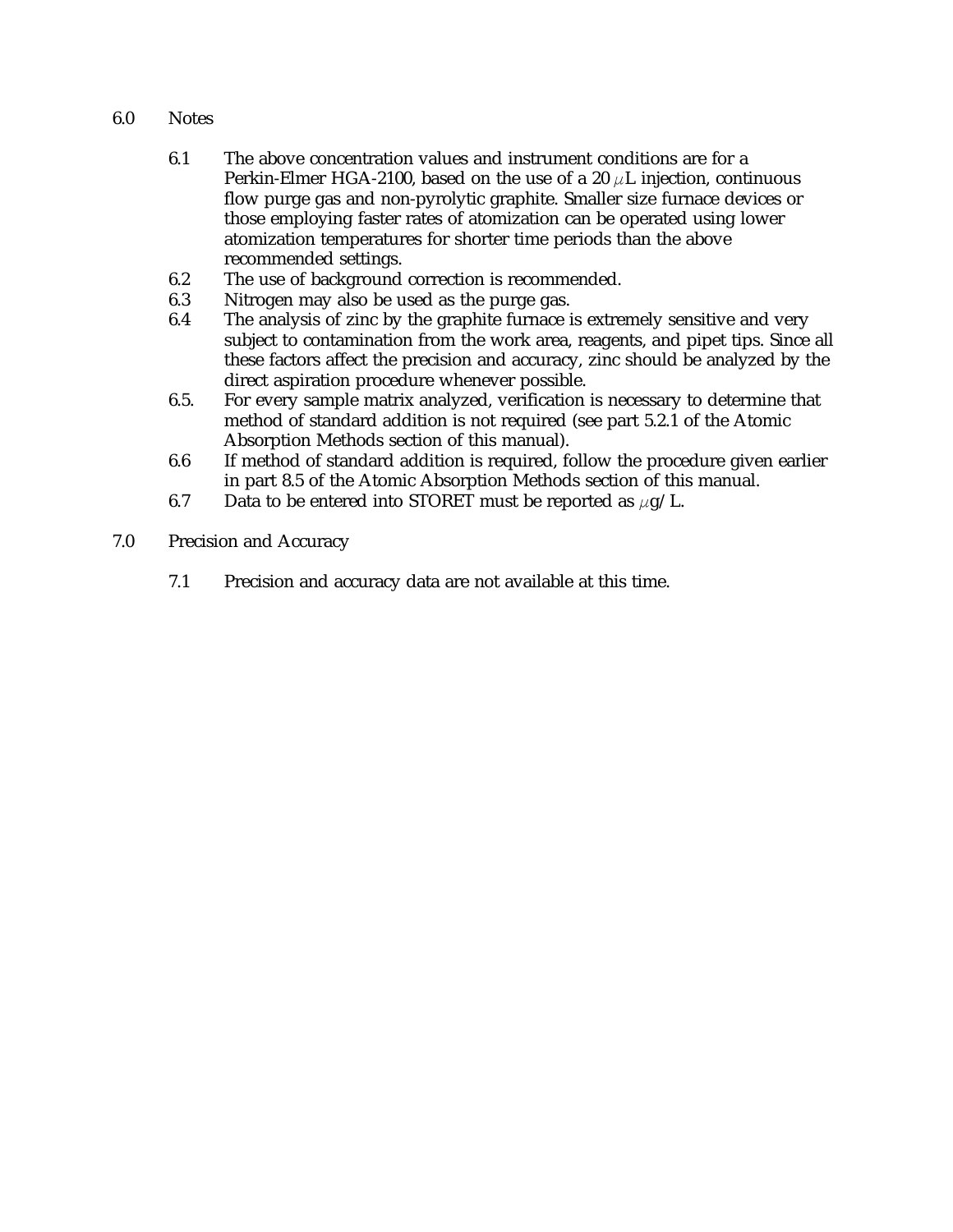## 6.0 Notes

6.1 The above concentration values and instrument conditions are for a Perkin-Elmer HGA-2100, based on the use of a 20 $\mu$L injection, continuous flow purge gas and non-pyrolytic graphite. Smaller size furnace devices or those employing faster rates of atomization can be operated using lower atomization temperatures for shorter time periods than the above recommended settings.

6.2 The use of background correction is recommended.

6.3 Nitrogen may also be used as the purge gas.

6.4 The analysis of zinc by the graphite furnace is extremely sensitive and very subject to contamination from the work area, reagents, and pipet tips. Since all these factors affect the precision and accuracy, zinc should be analyzed by the direct aspiration procedure whenever possible.

6.5. For every sample matrix analyzed, verification is necessary to determine that method of standard addition is not required (see part 5.2.1 of the Atomic Absorption Methods section of this manual).

6.6 If method of standard addition is required, follow the procedure given earlier in part 8.5 of the Atomic Absorption Methods section of this manual.

6.7 Data to be entered into STORET must be reported as $\mu$g/L.

## 7.0 Precision and Accuracy

7.1 Precision and accuracy data are not available at this time.